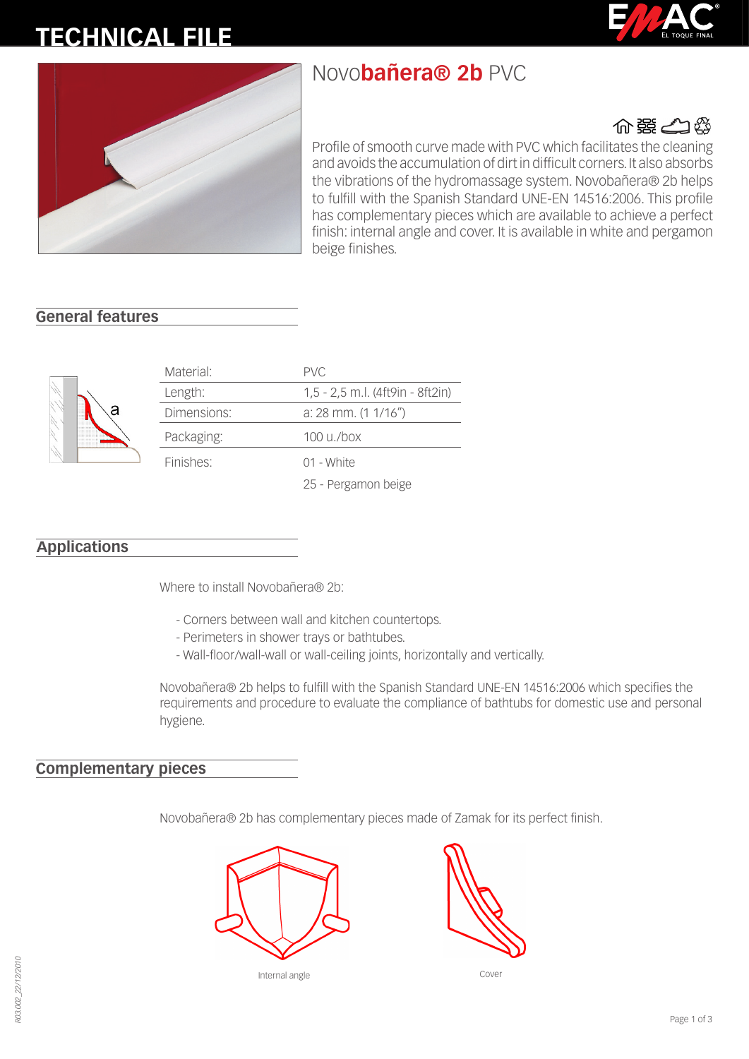# TECHNICAL FILE

## Novo**bañera® 2b** PVC

Profile of smooth curve made with PVC which facilitates the cleaning and avoids the accumulation of dirt in difficult corners. It also absorbs the vibrations of the hydromassage system. Novobañera® 2b helps to fulfill with the Spanish Standard UNE-EN 14516:2006. This profile has complementary pieces which are available to achieve a perfect finish: internal angle and cover. It is available in white and pergamon beige finishes.

## General features

| | |
|---|---|
| Material: | PVC |
| Length: | 1,5 - 2,5 m.l. (4ft9in - 8ft2in) |
| Dimensions: | a: 28 mm. (1 1/16") |
| Packaging: | 100 u./box |
| Finishes: | 01 - White |
| | 25 - Pergamon beige |

## Applications

Where to install Novobañera® 2b:

- Corners between wall and kitchen countertops.
- Perimeters in shower trays or bathtubes.
- Wall-floor/wall-wall or wall-ceiling joints, horizontally and vertically.

Novobañera® 2b helps to fulfill with the Spanish Standard UNE-EN 14516:2006 which specifies the requirements and procedure to evaluate the compliance of bathtubs for domestic use and personal hygiene.

## Complementary pieces

Novobañera® 2b has complementary pieces made of Zamak for its perfect finish.

Internal angle

Cover

R03.002_22/12/2010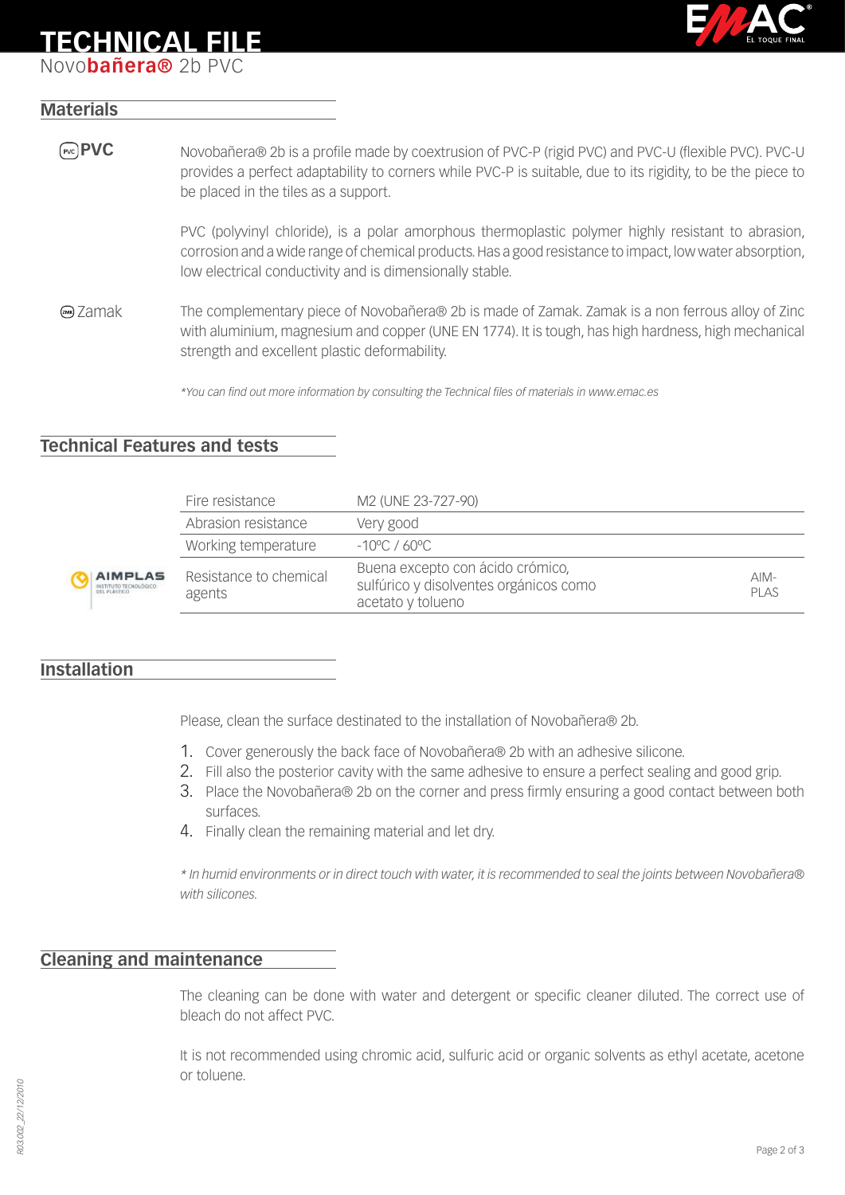# TECHNICAL FILE

Novo**bañera®** 2b PVC

## Materials

**PVC** — Novobañera® 2b is a profile made by coextrusion of PVC-P (rigid PVC) and PVC-U (flexible PVC). PVC-U provides a perfect adaptability to corners while PVC-P is suitable, due to its rigidity, to be the piece to be placed in the tiles as a support.

PVC (polyvinyl chloride), is a polar amorphous thermoplastic polymer highly resistant to abrasion, corrosion and a wide range of chemical products. Has a good resistance to impact, low water absorption, low electrical conductivity and is dimensionally stable.

**Zamak** — The complementary piece of Novobañera® 2b is made of Zamak. Zamak is a non ferrous alloy of Zinc with aluminium, magnesium and copper (UNE EN 1774). It is tough, has high hardness, high mechanical strength and excellent plastic deformability.

*\*You can find out more information by consulting the Technical files of materials in www.emac.es*

## Technical Features and tests

| | | |
|---|---|---|
| Fire resistance | M2 (UNE 23-727-90) | |
| Abrasion resistance | Very good | |
| Working temperature | -10ºC / 60ºC | |
| Resistance to chemical agents | Buena excepto con ácido crómico, sulfúrico y disolventes orgánicos como acetato y tolueno | AIM-PLAS |

AIMPLAS INSTITUTO TECNOLÓGICO DEL PLÁSTICO

## Installation

Please, clean the surface destinated to the installation of Novobañera® 2b.

1. Cover generously the back face of Novobañera® 2b with an adhesive silicone.
2. Fill also the posterior cavity with the same adhesive to ensure a perfect sealing and good grip.
3. Place the Novobañera® 2b on the corner and press firmly ensuring a good contact between both surfaces.
4. Finally clean the remaining material and let dry.

*\* In humid environments or in direct touch with water, it is recommended to seal the joints between Novobañera® with silicones.*

## Cleaning and maintenance

The cleaning can be done with water and detergent or specific cleaner diluted. The correct use of bleach do not affect PVC.

It is not recommended using chromic acid, sulfuric acid or organic solvents as ethyl acetate, acetone or toluene.

R03.002_22/12/2010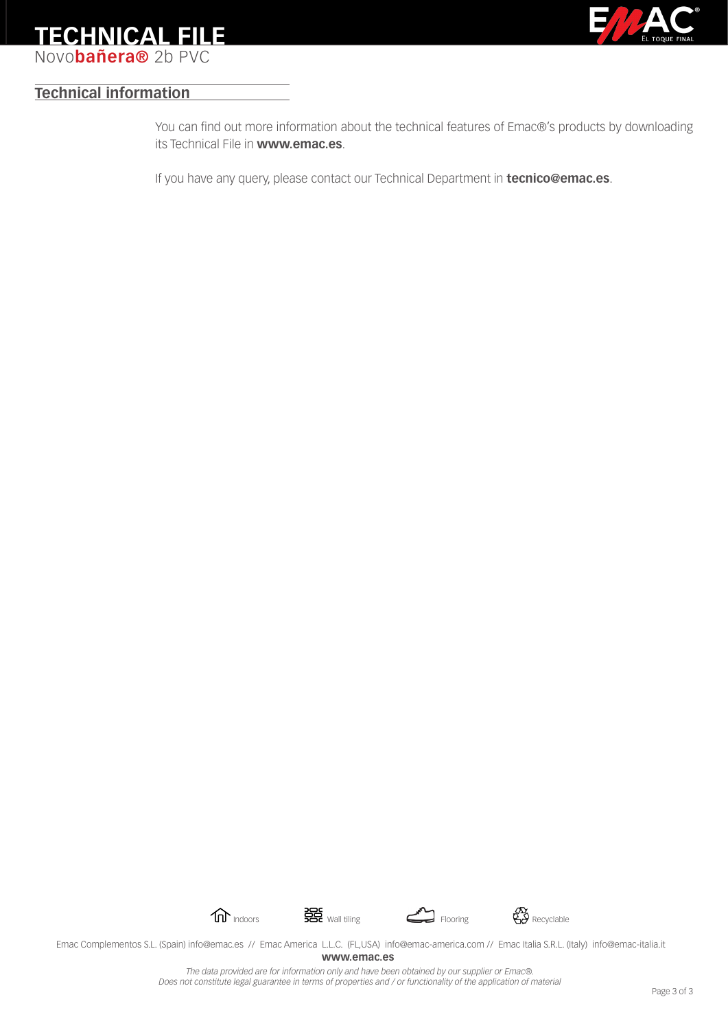# TECHNICAL FILE

Novo**bañera®** 2b PVC

## Technical information

You can find out more information about the technical features of Emac®'s products by downloading its Technical File in **www.emac.es**.

If you have any query, please contact our Technical Department in **tecnico@emac.es**.

Indoors Wall tiling Flooring Recyclable

Emac Complementos S.L. (Spain) info@emac.es // Emac America L.L.C. (FL,USA) info@emac-america.com // Emac Italia S.R.L. (Italy) info@emac-italia.it

**www.emac.es**

*The data provided are for information only and have been obtained by our supplier or Emac®.*
*Does not constitute legal guarantee in terms of properties and / or functionality of the application of material*